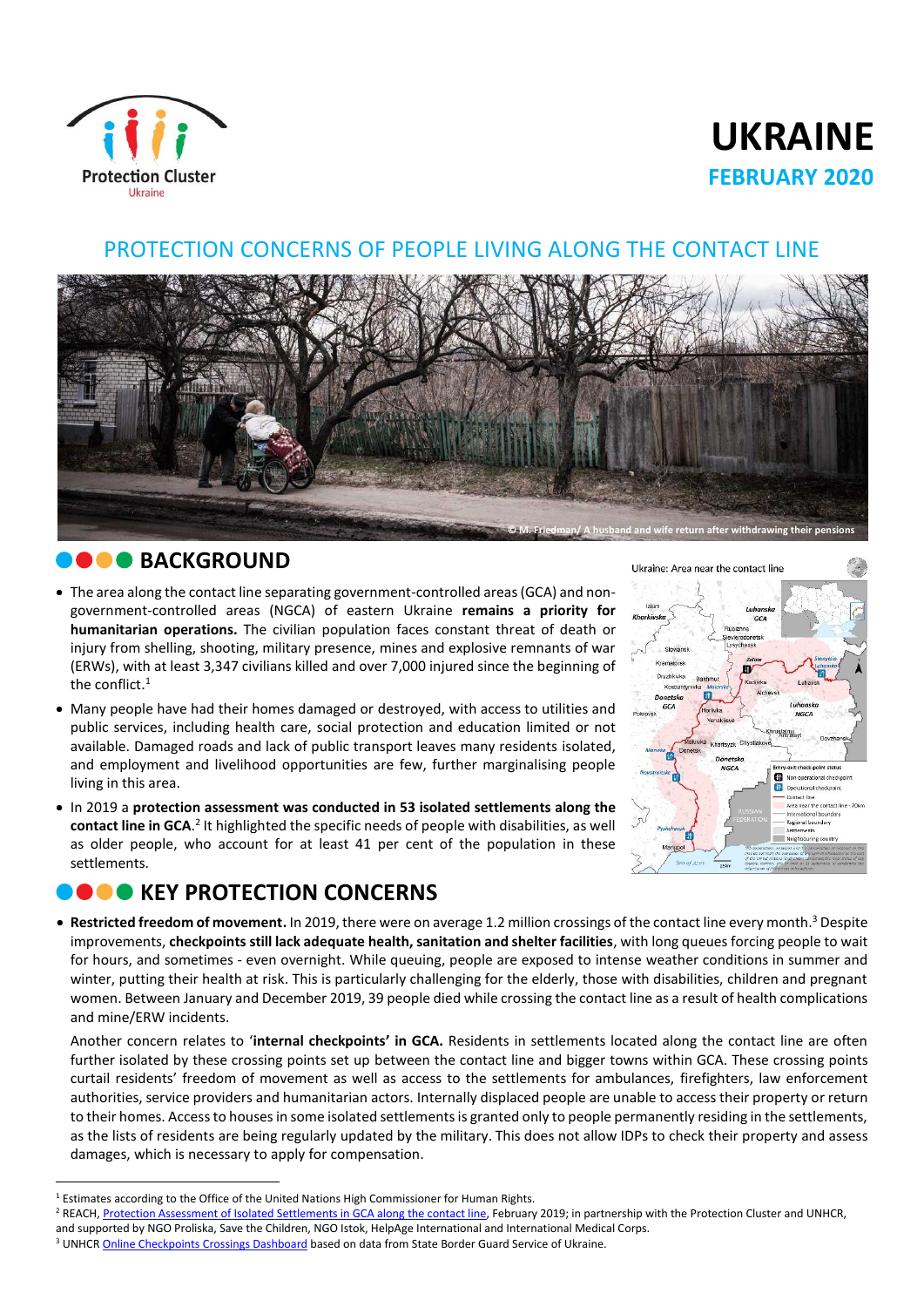# UKRAINE

## FEBRUARY 2020

## PROTECTION CONCERNS OF PEOPLE LIVING ALONG THE CONTACT LINE

© M. Friedman/ A husband and wife return after withdrawing their pensions

## BACKGROUND

- The area along the contact line separating government-controlled areas (GCA) and non-government-controlled areas (NGCA) of eastern Ukraine **remains a priority for humanitarian operations.** The civilian population faces constant threat of death or injury from shelling, shooting, military presence, mines and explosive remnants of war (ERWs), with at least 3,347 civilians killed and over 7,000 injured since the beginning of the conflict.[1]
- Many people have had their homes damaged or destroyed, with access to utilities and public services, including health care, social protection and education limited or not available. Damaged roads and lack of public transport leaves many residents isolated, and employment and livelihood opportunities are few, further marginalising people living in this area.
- In 2019 a **protection assessment was conducted in 53 isolated settlements along the contact line in GCA.**[2] It highlighted the specific needs of people with disabilities, as well as older people, who account for at least 41 per cent of the population in these settlements.

## KEY PROTECTION CONCERNS

- **Restricted freedom of movement.** In 2019, there were on average 1.2 million crossings of the contact line every month.[3] Despite improvements, **checkpoints still lack adequate health, sanitation and shelter facilities**, with long queues forcing people to wait for hours, and sometimes - even overnight. While queuing, people are exposed to intense weather conditions in summer and winter, putting their health at risk. This is particularly challenging for the elderly, those with disabilities, children and pregnant women. Between January and December 2019, 39 people died while crossing the contact line as a result of health complications and mine/ERW incidents.

  Another concern relates to '**internal checkpoints' in GCA.** Residents in settlements located along the contact line are often further isolated by these crossing points set up between the contact line and bigger towns within GCA. These crossing points curtail residents' freedom of movement as well as access to the settlements for ambulances, firefighters, law enforcement authorities, service providers and humanitarian actors. Internally displaced people are unable to access their property or return to their homes. Access to houses in some isolated settlements is granted only to people permanently residing in the settlements, as the lists of residents are being regularly updated by the military. This does not allow IDPs to check their property and assess damages, which is necessary to apply for compensation.

---

[1] Estimates according to the Office of the United Nations High Commissioner for Human Rights.

[2] REACH, Protection Assessment of Isolated Settlements in GCA along the contact line, February 2019; in partnership with the Protection Cluster and UNHCR, and supported by NGO Proliska, Save the Children, NGO Istok, HelpAge International and International Medical Corps.

[3] UNHCR Online Checkpoints Crossings Dashboard based on data from State Border Guard Service of Ukraine.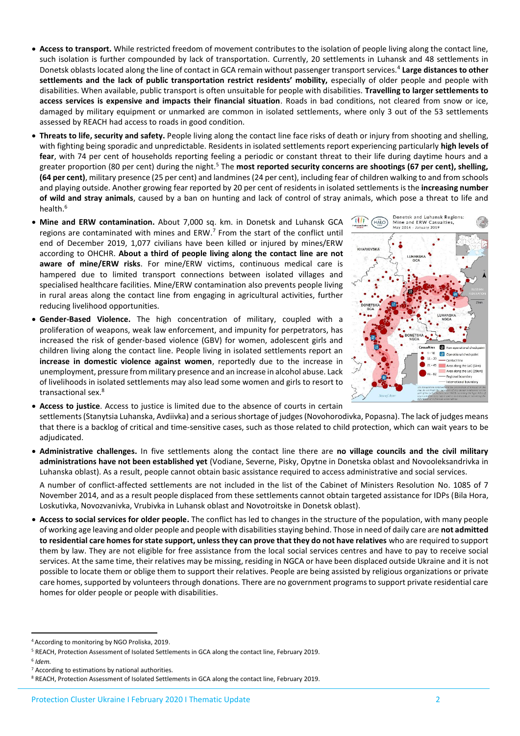- **Access to transport.** While restricted freedom of movement contributes to the isolation of people living along the contact line, such isolation is further compounded by lack of transportation. Currently, 20 settlements in Luhansk and 48 settlements in Donetsk oblasts located along the line of contact in GCA remain without passenger transport services.[4] **Large distances to other settlements and the lack of public transportation restrict residents' mobility,** especially of older people and people with disabilities. When available, public transport is often unsuitable for people with disabilities. **Travelling to larger settlements to access services is expensive and impacts their financial situation**. Roads in bad conditions, not cleared from snow or ice, damaged by military equipment or unmarked are common in isolated settlements, where only 3 out of the 53 settlements assessed by REACH had access to roads in good condition.

- **Threats to life, security and safety.** People living along the contact line face risks of death or injury from shooting and shelling, with fighting being sporadic and unpredictable. Residents in isolated settlements report experiencing particularly **high levels of fear**, with 74 per cent of households reporting feeling a periodic or constant threat to their life during daytime hours and a greater proportion (80 per cent) during the night.[5] The **most reported security concerns are shootings (67 per cent), shelling, (64 per cent)**, military presence (25 per cent) and landmines (24 per cent), including fear of children walking to and from schools and playing outside. Another growing fear reported by 20 per cent of residents in isolated settlements is the **increasing number of wild and stray animals**, caused by a ban on hunting and lack of control of stray animals, which pose a threat to life and health.[6]

- **Mine and ERW contamination.** About 7,000 sq. km. in Donetsk and Luhansk GCA regions are contaminated with mines and ERW.[7] From the start of the conflict until end of December 2019, 1,077 civilians have been killed or injured by mines/ERW according to OHCHR. **About a third of people living along the contact line are not aware of mine/ERW risks**. For mine/ERW victims, continuous medical care is hampered due to limited transport connections between isolated villages and specialised healthcare facilities. Mine/ERW contamination also prevents people living in rural areas along the contact line from engaging in agricultural activities, further reducing livelihood opportunities.

- **Gender-Based Violence.** The high concentration of military, coupled with a proliferation of weapons, weak law enforcement, and impunity for perpetrators, has increased the risk of gender-based violence (GBV) for women, adolescent girls and children living along the contact line. People living in isolated settlements report an **increase in domestic violence against women**, reportedly due to the increase in unemployment, pressure from military presence and an increase in alcohol abuse. Lack of livelihoods in isolated settlements may also lead some women and girls to resort to transactional sex.[8]

- **Access to justice**. Access to justice is limited due to the absence of courts in certain settlements (Stanytsia Luhanska, Avdiivka) and a serious shortage of judges (Novohorodivka, Popasna). The lack of judges means that there is a backlog of critical and time-sensitive cases, such as those related to child protection, which can wait years to be adjudicated.

- **Administrative challenges.** In five settlements along the contact line there are **no village councils and the civil military administrations have not been established yet** (Vodiane, Severne, Pisky, Opytne in Donetska oblast and Novooleksandrivka in Luhanska oblast). As a result, people cannot obtain basic assistance required to access administrative and social services.

  A number of conflict-affected settlements are not included in the list of the Cabinet of Ministers Resolution No. 1085 of 7 November 2014, and as a result people displaced from these settlements cannot obtain targeted assistance for IDPs (Bila Hora, Loskutivka, Novozvanivka, Vrubivka in Luhansk oblast and Novotroitske in Donetsk oblast).

- **Access to social services for older people.** The conflict has led to changes in the structure of the population, with many people of working age leaving and older people and people with disabilities staying behind. Those in need of daily care are **not admitted to residential care homes for state support, unless they can prove that they do not have relatives** who are required to support them by law. They are not eligible for free assistance from the local social services centres and have to pay to receive social services. At the same time, their relatives may be missing, residing in NGCA or have been displaced outside Ukraine and it is not possible to locate them or oblige them to support their relatives. People are being assisted by religious organizations or private care homes, supported by volunteers through donations. There are no government programs to support private residential care homes for older people or people with disabilities.

---

[4] According to monitoring by NGO Proliska, 2019.
[5] REACH, Protection Assessment of Isolated Settlements in GCA along the contact line, February 2019.
[6] *Idem.*
[7] According to estimations by national authorities.
[8] REACH, Protection Assessment of Isolated Settlements in GCA along the contact line, February 2019.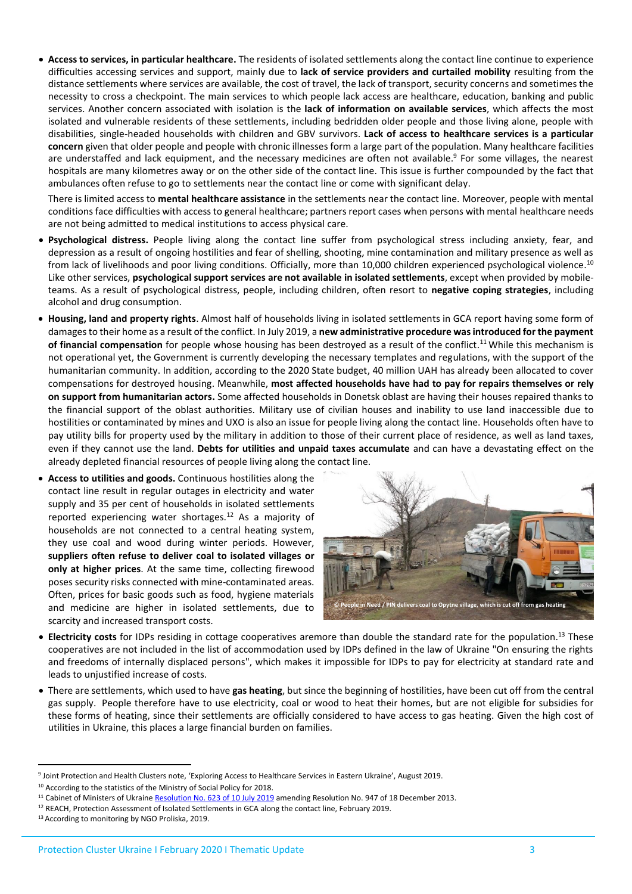- **Access to services, in particular healthcare.** The residents of isolated settlements along the contact line continue to experience difficulties accessing services and support, mainly due to **lack of service providers and curtailed mobility** resulting from the distance settlements where services are available, the cost of travel, the lack of transport, security concerns and sometimes the necessity to cross a checkpoint. The main services to which people lack access are healthcare, education, banking and public services. Another concern associated with isolation is the **lack of information on available services**, which affects the most isolated and vulnerable residents of these settlements, including bedridden older people and those living alone, people with disabilities, single-headed households with children and GBV survivors. **Lack of access to healthcare services is a particular concern** given that older people and people with chronic illnesses form a large part of the population. Many healthcare facilities are understaffed and lack equipment, and the necessary medicines are often not available.[9] For some villages, the nearest hospitals are many kilometres away or on the other side of the contact line. This issue is further compounded by the fact that ambulances often refuse to go to settlements near the contact line or come with significant delay.

  There is limited access to **mental healthcare assistance** in the settlements near the contact line. Moreover, people with mental conditions face difficulties with access to general healthcare; partners report cases when persons with mental healthcare needs are not being admitted to medical institutions to access physical care.

- **Psychological distress.** People living along the contact line suffer from psychological stress including anxiety, fear, and depression as a result of ongoing hostilities and fear of shelling, shooting, mine contamination and military presence as well as from lack of livelihoods and poor living conditions. Officially, more than 10,000 children experienced psychological violence.[10] Like other services, **psychological support services are not available in isolated settlements**, except when provided by mobile-teams. As a result of psychological distress, people, including children, often resort to **negative coping strategies**, including alcohol and drug consumption.

- **Housing, land and property rights**. Almost half of households living in isolated settlements in GCA report having some form of damages to their home as a result of the conflict. In July 2019, a **new administrative procedure was introduced for the payment of financial compensation** for people whose housing has been destroyed as a result of the conflict.[11] While this mechanism is not operational yet, the Government is currently developing the necessary templates and regulations, with the support of the humanitarian community. In addition, according to the 2020 State budget, 40 million UAH has already been allocated to cover compensations for destroyed housing. Meanwhile, **most affected households have had to pay for repairs themselves or rely on support from humanitarian actors.** Some affected households in Donetsk oblast are having their houses repaired thanks to the financial support of the oblast authorities. Military use of civilian houses and inability to use land inaccessible due to hostilities or contaminated by mines and UXO is also an issue for people living along the contact line. Households often have to pay utility bills for property used by the military in addition to those of their current place of residence, as well as land taxes, even if they cannot use the land. **Debts for utilities and unpaid taxes accumulate** and can have a devastating effect on the already depleted financial resources of people living along the contact line.

- **Access to utilities and goods.** Continuous hostilities along the contact line result in regular outages in electricity and water supply and 35 per cent of households in isolated settlements reported experiencing water shortages.[12] As a majority of households are not connected to a central heating system, they use coal and wood during winter periods. However, **suppliers often refuse to deliver coal to isolated villages or only at higher prices**. At the same time, collecting firewood poses security risks connected with mine-contaminated areas. Often, prices for basic goods such as food, hygiene materials and medicine are higher in isolated settlements, due to scarcity and increased transport costs.

© People in Need / PIN delivers coal to Opytne village, which is cut off from gas heating

- **Electricity costs** for IDPs residing in cottage cooperatives aremore than double the standard rate for the population.[13] These cooperatives are not included in the list of accommodation used by IDPs defined in the law of Ukraine "On ensuring the rights and freedoms of internally displaced persons", which makes it impossible for IDPs to pay for electricity at standard rate and leads to unjustified increase of costs.

- There are settlements, which used to have **gas heating**, but since the beginning of hostilities, have been cut off from the central gas supply. People therefore have to use electricity, coal or wood to heat their homes, but are not eligible for subsidies for these forms of heating, since their settlements are officially considered to have access to gas heating. Given the high cost of utilities in Ukraine, this places a large financial burden on families.

---

[9] Joint Protection and Health Clusters note, 'Exploring Access to Healthcare Services in Eastern Ukraine', August 2019.

[10] According to the statistics of the Ministry of Social Policy for 2018.

[11] Cabinet of Ministers of Ukraine Resolution No. 623 of 10 July 2019 amending Resolution No. 947 of 18 December 2013.

[12] REACH, Protection Assessment of Isolated Settlements in GCA along the contact line, February 2019.

[13] According to monitoring by NGO Proliska, 2019.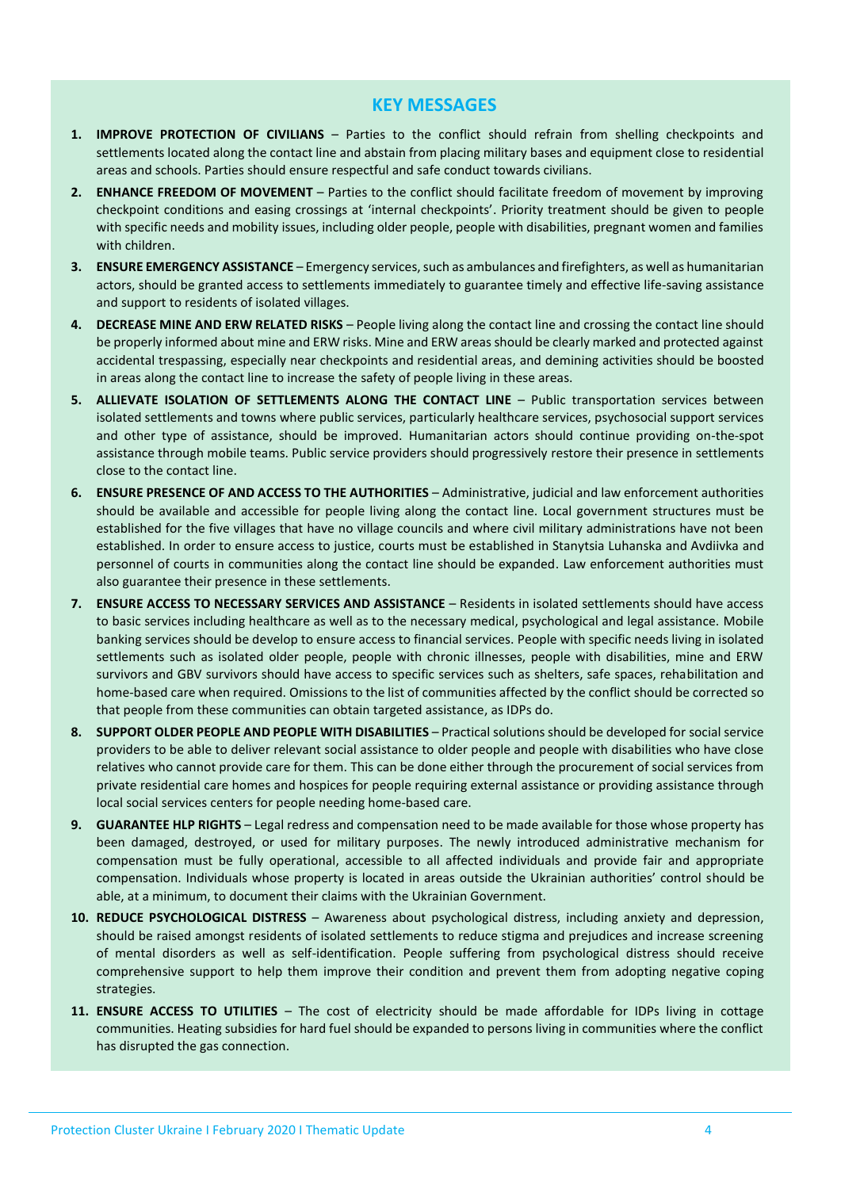## KEY MESSAGES

1. **IMPROVE PROTECTION OF CIVILIANS** – Parties to the conflict should refrain from shelling checkpoints and settlements located along the contact line and abstain from placing military bases and equipment close to residential areas and schools. Parties should ensure respectful and safe conduct towards civilians.
2. **ENHANCE FREEDOM OF MOVEMENT** – Parties to the conflict should facilitate freedom of movement by improving checkpoint conditions and easing crossings at 'internal checkpoints'. Priority treatment should be given to people with specific needs and mobility issues, including older people, people with disabilities, pregnant women and families with children.
3. **ENSURE EMERGENCY ASSISTANCE** – Emergency services, such as ambulances and firefighters, as well as humanitarian actors, should be granted access to settlements immediately to guarantee timely and effective life-saving assistance and support to residents of isolated villages.
4. **DECREASE MINE AND ERW RELATED RISKS** – People living along the contact line and crossing the contact line should be properly informed about mine and ERW risks. Mine and ERW areas should be clearly marked and protected against accidental trespassing, especially near checkpoints and residential areas, and demining activities should be boosted in areas along the contact line to increase the safety of people living in these areas.
5. **ALLEVIATE ISOLATION OF SETTLEMENTS ALONG THE CONTACT LINE** – Public transportation services between isolated settlements and towns where public services, particularly healthcare services, psychosocial support services and other type of assistance, should be improved. Humanitarian actors should continue providing on-the-spot assistance through mobile teams. Public service providers should progressively restore their presence in settlements close to the contact line.
6. **ENSURE PRESENCE OF AND ACCESS TO THE AUTHORITIES** – Administrative, judicial and law enforcement authorities should be available and accessible for people living along the contact line. Local government structures must be established for the five villages that have no village councils and where civil military administrations have not been established. In order to ensure access to justice, courts must be established in Stanytsia Luhanska and Avdiivka and personnel of courts in communities along the contact line should be expanded. Law enforcement authorities must also guarantee their presence in these settlements.
7. **ENSURE ACCESS TO NECESSARY SERVICES AND ASSISTANCE** – Residents in isolated settlements should have access to basic services including healthcare as well as to the necessary medical, psychological and legal assistance. Mobile banking services should be develop to ensure access to financial services. People with specific needs living in isolated settlements such as isolated older people, people with chronic illnesses, people with disabilities, mine and ERW survivors and GBV survivors should have access to specific services such as shelters, safe spaces, rehabilitation and home-based care when required. Omissions to the list of communities affected by the conflict should be corrected so that people from these communities can obtain targeted assistance, as IDPs do.
8. **SUPPORT OLDER PEOPLE AND PEOPLE WITH DISABILITIES** – Practical solutions should be developed for social service providers to be able to deliver relevant social assistance to older people and people with disabilities who have close relatives who cannot provide care for them. This can be done either through the procurement of social services from private residential care homes and hospices for people requiring external assistance or providing assistance through local social services centers for people needing home-based care.
9. **GUARANTEE HLP RIGHTS** – Legal redress and compensation need to be made available for those whose property has been damaged, destroyed, or used for military purposes. The newly introduced administrative mechanism for compensation must be fully operational, accessible to all affected individuals and provide fair and appropriate compensation. Individuals whose property is located in areas outside the Ukrainian authorities' control should be able, at a minimum, to document their claims with the Ukrainian Government.
10. **REDUCE PSYCHOLOGICAL DISTRESS** – Awareness about psychological distress, including anxiety and depression, should be raised amongst residents of isolated settlements to reduce stigma and prejudices and increase screening of mental disorders as well as self-identification. People suffering from psychological distress should receive comprehensive support to help them improve their condition and prevent them from adopting negative coping strategies.
11. **ENSURE ACCESS TO UTILITIES** – The cost of electricity should be made affordable for IDPs living in cottage communities. Heating subsidies for hard fuel should be expanded to persons living in communities where the conflict has disrupted the gas connection.